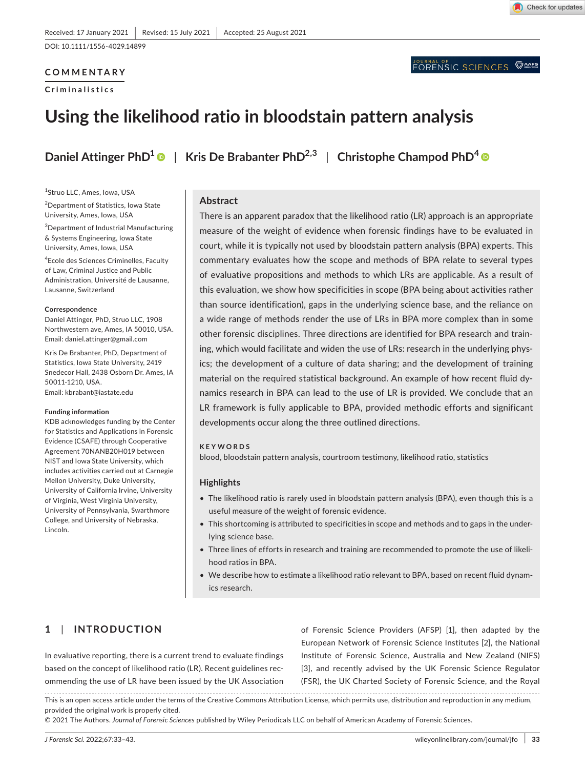Received: 17 January 2021 | Revised: 15 July 2021 | Accepted: 25 August 2021

DOI: 10.1111/1556-4029.14899

**COMMENTARY**

**Criminalistics**

# Using the likelihood ratio in bloodstain pattern analysis

**Daniel Attinger PhD**[1] | **Kris De Brabanter PhD**[2,3] | **Christophe Champod PhD**[4]

[1]Struo LLC, Ames, Iowa, USA

[2]Department of Statistics, Iowa State University, Ames, Iowa, USA

[3]Department of Industrial Manufacturing & Systems Engineering, Iowa State University, Ames, Iowa, USA

[4]Ecole des Sciences Criminelles, Faculty of Law, Criminal Justice and Public Administration, Université de Lausanne, Lausanne, Switzerland

**Correspondence**

Daniel Attinger, PhD, Struo LLC, 1908 Northwestern ave, Ames, IA 50010, USA.
Email: daniel.attinger@gmail.com

Kris De Brabanter, PhD, Department of Statistics, Iowa State University, 2419 Snedecor Hall, 2438 Osborn Dr. Ames, IA 50011-1210, USA.
Email: kbrabant@iastate.edu

**Funding information**

KDB acknowledges funding by the Center for Statistics and Applications in Forensic Evidence (CSAFE) through Cooperative Agreement 70NANB20H019 between NIST and Iowa State University, which includes activities carried out at Carnegie Mellon University, Duke University, University of California Irvine, University of Virginia, West Virginia University, University of Pennsylvania, Swarthmore College, and University of Nebraska, Lincoln.

## Abstract

There is an apparent paradox that the likelihood ratio (LR) approach is an appropriate measure of the weight of evidence when forensic findings have to be evaluated in court, while it is typically not used by bloodstain pattern analysis (BPA) experts. This commentary evaluates how the scope and methods of BPA relate to several types of evaluative propositions and methods to which LRs are applicable. As a result of this evaluation, we show how specificities in scope (BPA being about activities rather than source identification), gaps in the underlying science base, and the reliance on a wide range of methods render the use of LRs in BPA more complex than in some other forensic disciplines. Three directions are identified for BPA research and training, which would facilitate and widen the use of LRs: research in the underlying physics; the development of a culture of data sharing; and the development of training material on the required statistical background. An example of how recent fluid dynamics research in BPA can lead to the use of LR is provided. We conclude that an LR framework is fully applicable to BPA, provided methodic efforts and significant developments occur along the three outlined directions.

**KEYWORDS**

blood, bloodstain pattern analysis, courtroom testimony, likelihood ratio, statistics

## Highlights

- The likelihood ratio is rarely used in bloodstain pattern analysis (BPA), even though this is a useful measure of the weight of forensic evidence.
- This shortcoming is attributed to specificities in scope and methods and to gaps in the underlying science base.
- Three lines of efforts in research and training are recommended to promote the use of likelihood ratios in BPA.
- We describe how to estimate a likelihood ratio relevant to BPA, based on recent fluid dynamics research.

## 1 | INTRODUCTION

In evaluative reporting, there is a current trend to evaluate findings based on the concept of likelihood ratio (LR). Recent guidelines recommending the use of LR have been issued by the UK Association of Forensic Science Providers (AFSP) [1], then adapted by the European Network of Forensic Science Institutes [2], the National Institute of Forensic Science, Australia and New Zealand (NIFS) [3], and recently advised by the UK Forensic Science Regulator (FSR), the UK Charted Society of Forensic Science, and the Royal

This is an open access article under the terms of the Creative Commons Attribution License, which permits use, distribution and reproduction in any medium, provided the original work is properly cited.
© 2021 The Authors. *Journal of Forensic Sciences* published by Wiley Periodicals LLC on behalf of American Academy of Forensic Sciences.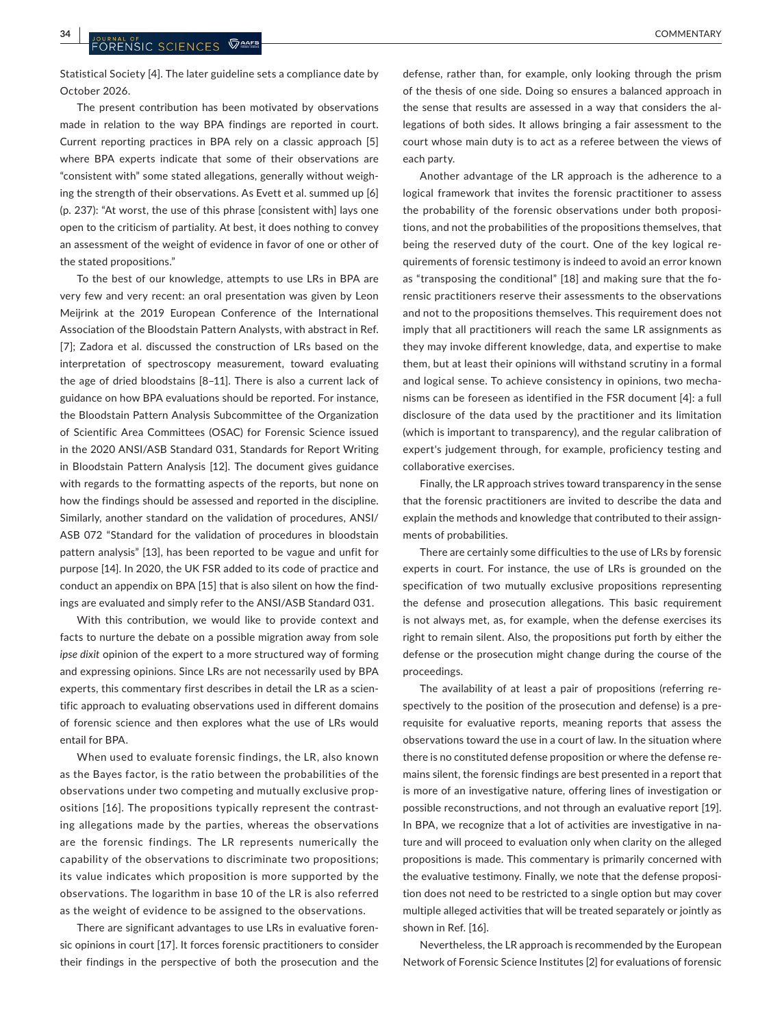Statistical Society [4]. The later guideline sets a compliance date by October 2026.

The present contribution has been motivated by observations made in relation to the way BPA findings are reported in court. Current reporting practices in BPA rely on a classic approach [5] where BPA experts indicate that some of their observations are "consistent with" some stated allegations, generally without weighing the strength of their observations. As Evett et al. summed up [6] (p. 237): "At worst, the use of this phrase [consistent with] lays one open to the criticism of partiality. At best, it does nothing to convey an assessment of the weight of evidence in favor of one or other of the stated propositions."

To the best of our knowledge, attempts to use LRs in BPA are very few and very recent: an oral presentation was given by Leon Meijrink at the 2019 European Conference of the International Association of the Bloodstain Pattern Analysts, with abstract in Ref. [7]; Zadora et al. discussed the construction of LRs based on the interpretation of spectroscopy measurement, toward evaluating the age of dried bloodstains [8–11]. There is also a current lack of guidance on how BPA evaluations should be reported. For instance, the Bloodstain Pattern Analysis Subcommittee of the Organization of Scientific Area Committees (OSAC) for Forensic Science issued in the 2020 ANSI/ASB Standard 031, Standards for Report Writing in Bloodstain Pattern Analysis [12]. The document gives guidance with regards to the formatting aspects of the reports, but none on how the findings should be assessed and reported in the discipline. Similarly, another standard on the validation of procedures, ANSI/ASB 072 "Standard for the validation of procedures in bloodstain pattern analysis" [13], has been reported to be vague and unfit for purpose [14]. In 2020, the UK FSR added to its code of practice and conduct an appendix on BPA [15] that is also silent on how the findings are evaluated and simply refer to the ANSI/ASB Standard 031.

With this contribution, we would like to provide context and facts to nurture the debate on a possible migration away from sole *ipse dixit* opinion of the expert to a more structured way of forming and expressing opinions. Since LRs are not necessarily used by BPA experts, this commentary first describes in detail the LR as a scientific approach to evaluating observations used in different domains of forensic science and then explores what the use of LRs would entail for BPA.

When used to evaluate forensic findings, the LR, also known as the Bayes factor, is the ratio between the probabilities of the observations under two competing and mutually exclusive propositions [16]. The propositions typically represent the contrasting allegations made by the parties, whereas the observations are the forensic findings. The LR represents numerically the capability of the observations to discriminate two propositions; its value indicates which proposition is more supported by the observations. The logarithm in base 10 of the LR is also referred as the weight of evidence to be assigned to the observations.

There are significant advantages to use LRs in evaluative forensic opinions in court [17]. It forces forensic practitioners to consider their findings in the perspective of both the prosecution and the defense, rather than, for example, only looking through the prism of the thesis of one side. Doing so ensures a balanced approach in the sense that results are assessed in a way that considers the allegations of both sides. It allows bringing a fair assessment to the court whose main duty is to act as a referee between the views of each party.

Another advantage of the LR approach is the adherence to a logical framework that invites the forensic practitioner to assess the probability of the forensic observations under both propositions, and not the probabilities of the propositions themselves, that being the reserved duty of the court. One of the key logical requirements of forensic testimony is indeed to avoid an error known as "transposing the conditional" [18] and making sure that the forensic practitioners reserve their assessments to the observations and not to the propositions themselves. This requirement does not imply that all practitioners will reach the same LR assignments as they may invoke different knowledge, data, and expertise to make them, but at least their opinions will withstand scrutiny in a formal and logical sense. To achieve consistency in opinions, two mechanisms can be foreseen as identified in the FSR document [4]: a full disclosure of the data used by the practitioner and its limitation (which is important to transparency), and the regular calibration of expert's judgement through, for example, proficiency testing and collaborative exercises.

Finally, the LR approach strives toward transparency in the sense that the forensic practitioners are invited to describe the data and explain the methods and knowledge that contributed to their assignments of probabilities.

There are certainly some difficulties to the use of LRs by forensic experts in court. For instance, the use of LRs is grounded on the specification of two mutually exclusive propositions representing the defense and prosecution allegations. This basic requirement is not always met, as, for example, when the defense exercises its right to remain silent. Also, the propositions put forth by either the defense or the prosecution might change during the course of the proceedings.

The availability of at least a pair of propositions (referring respectively to the position of the prosecution and defense) is a prerequisite for evaluative reports, meaning reports that assess the observations toward the use in a court of law. In the situation where there is no constituted defense proposition or where the defense remains silent, the forensic findings are best presented in a report that is more of an investigative nature, offering lines of investigation or possible reconstructions, and not through an evaluative report [19]. In BPA, we recognize that a lot of activities are investigative in nature and will proceed to evaluation only when clarity on the alleged propositions is made. This commentary is primarily concerned with the evaluative testimony. Finally, we note that the defense proposition does not need to be restricted to a single option but may cover multiple alleged activities that will be treated separately or jointly as shown in Ref. [16].

Nevertheless, the LR approach is recommended by the European Network of Forensic Science Institutes [2] for evaluations of forensic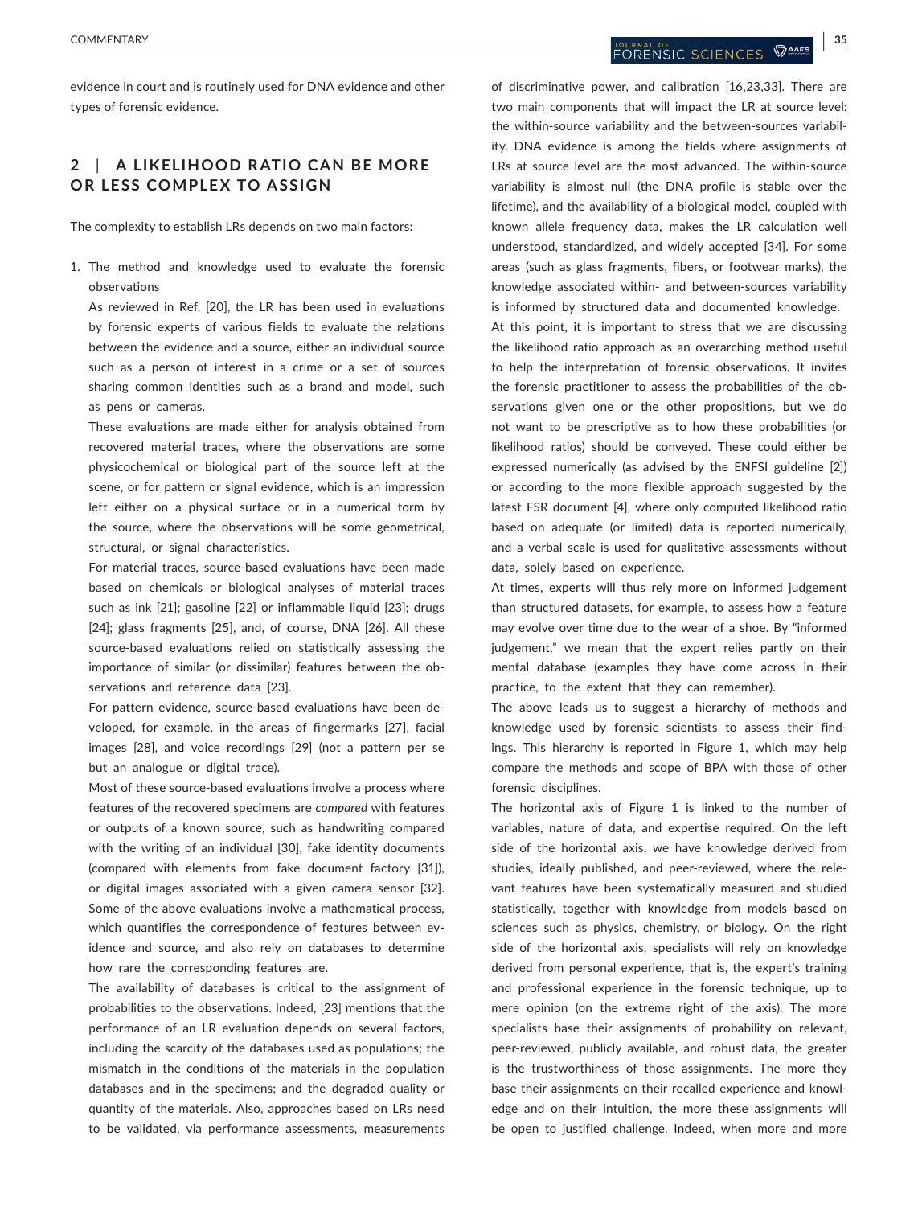evidence in court and is routinely used for DNA evidence and other types of forensic evidence.

## 2 | A LIKELIHOOD RATIO CAN BE MORE OR LESS COMPLEX TO ASSIGN

The complexity to establish LRs depends on two main factors:

1. The method and knowledge used to evaluate the forensic observations

   As reviewed in Ref. [20], the LR has been used in evaluations by forensic experts of various fields to evaluate the relations between the evidence and a source, either an individual source such as a person of interest in a crime or a set of sources sharing common identities such as a brand and model, such as pens or cameras.

   These evaluations are made either for analysis obtained from recovered material traces, where the observations are some physicochemical or biological part of the source left at the scene, or for pattern or signal evidence, which is an impression left either on a physical surface or in a numerical form by the source, where the observations will be some geometrical, structural, or signal characteristics.

   For material traces, source-based evaluations have been made based on chemicals or biological analyses of material traces such as ink [21]; gasoline [22] or inflammable liquid [23]; drugs [24]; glass fragments [25], and, of course, DNA [26]. All these source-based evaluations relied on statistically assessing the importance of similar (or dissimilar) features between the observations and reference data [23].

   For pattern evidence, source-based evaluations have been developed, for example, in the areas of fingermarks [27], facial images [28], and voice recordings [29] (not a pattern per se but an analogue or digital trace).

   Most of these source-based evaluations involve a process where features of the recovered specimens are *compared* with features or outputs of a known source, such as handwriting compared with the writing of an individual [30], fake identity documents (compared with elements from fake document factory [31]), or digital images associated with a given camera sensor [32]. Some of the above evaluations involve a mathematical process, which quantifies the correspondence of features between evidence and source, and also rely on databases to determine how rare the corresponding features are.

   The availability of databases is critical to the assignment of probabilities to the observations. Indeed, [23] mentions that the performance of an LR evaluation depends on several factors, including the scarcity of the databases used as populations; the mismatch in the conditions of the materials in the population databases and in the specimens; and the degraded quality or quantity of the materials. Also, approaches based on LRs need to be validated, via performance assessments, measurements of discriminative power, and calibration [16,23,33]. There are two main components that will impact the LR at source level: the within-source variability and the between-sources variability. DNA evidence is among the fields where assignments of LRs at source level are the most advanced. The within-source variability is almost null (the DNA profile is stable over the lifetime), and the availability of a biological model, coupled with known allele frequency data, makes the LR calculation well understood, standardized, and widely accepted [34]. For some areas (such as glass fragments, fibers, or footwear marks), the knowledge associated within- and between-sources variability is informed by structured data and documented knowledge.

   At this point, it is important to stress that we are discussing the likelihood ratio approach as an overarching method useful to help the interpretation of forensic observations. It invites the forensic practitioner to assess the probabilities of the observations given one or the other propositions, but we do not want to be prescriptive as to how these probabilities (or likelihood ratios) should be conveyed. These could either be expressed numerically (as advised by the ENFSI guideline [2]) or according to the more flexible approach suggested by the latest FSR document [4], where only computed likelihood ratio based on adequate (or limited) data is reported numerically, and a verbal scale is used for qualitative assessments without data, solely based on experience.

   At times, experts will thus rely more on informed judgement than structured datasets, for example, to assess how a feature may evolve over time due to the wear of a shoe. By "informed judgement," we mean that the expert relies partly on their mental database (examples they have come across in their practice, to the extent that they can remember).

   The above leads us to suggest a hierarchy of methods and knowledge used by forensic scientists to assess their findings. This hierarchy is reported in Figure 1, which may help compare the methods and scope of BPA with those of other forensic disciplines.

   The horizontal axis of Figure 1 is linked to the number of variables, nature of data, and expertise required. On the left side of the horizontal axis, we have knowledge derived from studies, ideally published, and peer-reviewed, where the relevant features have been systematically measured and studied statistically, together with knowledge from models based on sciences such as physics, chemistry, or biology. On the right side of the horizontal axis, specialists will rely on knowledge derived from personal experience, that is, the expert's training and professional experience in the forensic technique, up to mere opinion (on the extreme right of the axis). The more specialists base their assignments of probability on relevant, peer-reviewed, publicly available, and robust data, the greater is the trustworthiness of those assignments. The more they base their assignments on their recalled experience and knowledge and on their intuition, the more these assignments will be open to justified challenge. Indeed, when more and more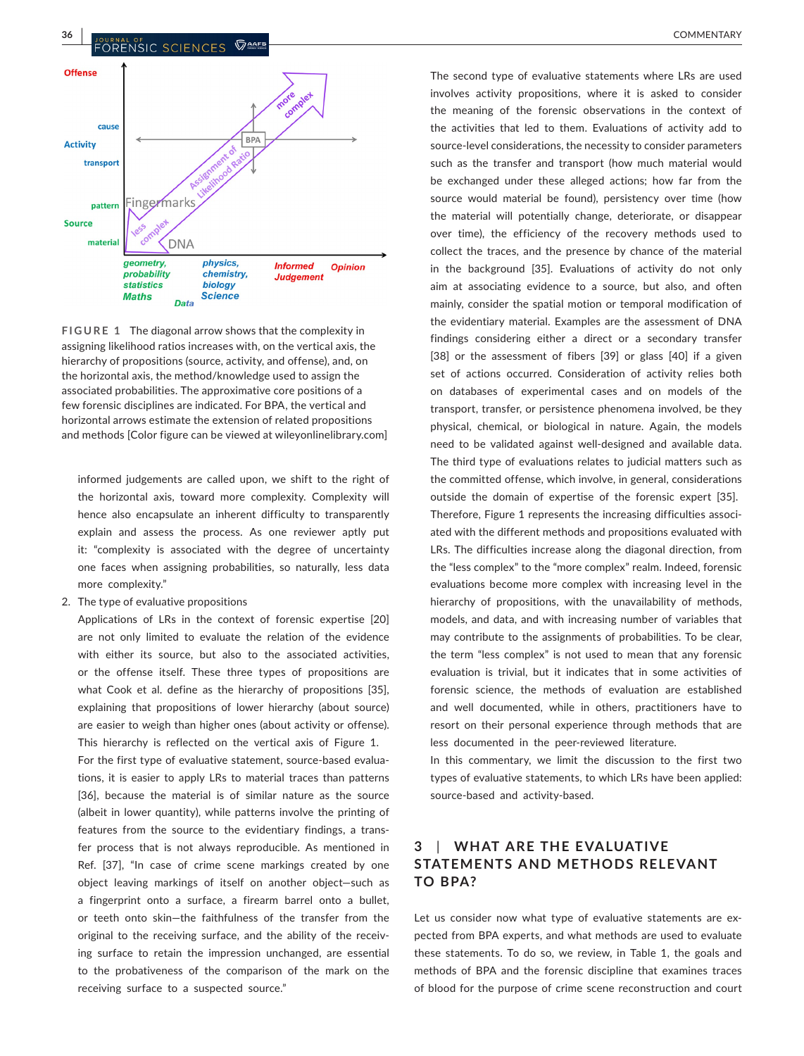FIGURE 1 The diagonal arrow shows that the complexity in assigning likelihood ratios increases with, on the vertical axis, the hierarchy of propositions (source, activity, and offense), and, on the horizontal axis, the method/knowledge used to assign the associated probabilities. The approximative core positions of a few forensic disciplines are indicated. For BPA, the vertical and horizontal arrows estimate the extension of related propositions and methods [Color figure can be viewed at wileyonlinelibrary.com]

informed judgements are called upon, we shift to the right of the horizontal axis, toward more complexity. Complexity will hence also encapsulate an inherent difficulty to transparently explain and assess the process. As one reviewer aptly put it: "complexity is associated with the degree of uncertainty one faces when assigning probabilities, so naturally, less data more complexity."

2. The type of evaluative propositions

Applications of LRs in the context of forensic expertise [20] are not only limited to evaluate the relation of the evidence with either its source, but also to the associated activities, or the offense itself. These three types of propositions are what Cook et al. define as the hierarchy of propositions [35], explaining that propositions of lower hierarchy (about source) are easier to weigh than higher ones (about activity or offense). This hierarchy is reflected on the vertical axis of Figure 1.

For the first type of evaluative statement, source-based evaluations, it is easier to apply LRs to material traces than patterns [36], because the material is of similar nature as the source (albeit in lower quantity), while patterns involve the printing of features from the source to the evidentiary findings, a transfer process that is not always reproducible. As mentioned in Ref. [37], "In case of crime scene markings created by one object leaving markings of itself on another object—such as a fingerprint onto a surface, a firearm barrel onto a bullet, or teeth onto skin—the faithfulness of the transfer from the original to the receiving surface, and the ability of the receiving surface to retain the impression unchanged, are essential to the probativeness of the comparison of the mark on the receiving surface to a suspected source."

The second type of evaluative statements where LRs are used involves activity propositions, where it is asked to consider the meaning of the forensic observations in the context of the activities that led to them. Evaluations of activity add to source-level considerations, the necessity to consider parameters such as the transfer and transport (how much material would be exchanged under these alleged actions; how far from the source would material be found), persistency over time (how the material will potentially change, deteriorate, or disappear over time), the efficiency of the recovery methods used to collect the traces, and the presence by chance of the material in the background [35]. Evaluations of activity do not only aim at associating evidence to a source, but also, and often mainly, consider the spatial motion or temporal modification of the evidentiary material. Examples are the assessment of DNA findings considering either a direct or a secondary transfer [38] or the assessment of fibers [39] or glass [40] if a given set of actions occurred. Consideration of activity relies both on databases of experimental cases and on models of the transport, transfer, or persistence phenomena involved, be they physical, chemical, or biological in nature. Again, the models need to be validated against well-designed and available data.

The third type of evaluations relates to judicial matters such as the committed offense, which involve, in general, considerations outside the domain of expertise of the forensic expert [35].

Therefore, Figure 1 represents the increasing difficulties associated with the different methods and propositions evaluated with LRs. The difficulties increase along the diagonal direction, from the "less complex" to the "more complex" realm. Indeed, forensic evaluations become more complex with increasing level in the hierarchy of propositions, with the unavailability of methods, models, and data, and with increasing number of variables that may contribute to the assignments of probabilities. To be clear, the term "less complex" is not used to mean that any forensic evaluation is trivial, but it indicates that in some activities of forensic science, the methods of evaluation are established and well documented, while in others, practitioners have to resort on their personal experience through methods that are less documented in the peer-reviewed literature.

In this commentary, we limit the discussion to the first two types of evaluative statements, to which LRs have been applied: source-based and activity-based.

## 3 | WHAT ARE THE EVALUATIVE STATEMENTS AND METHODS RELEVANT TO BPA?

Let us consider now what type of evaluative statements are expected from BPA experts, and what methods are used to evaluate these statements. To do so, we review, in Table 1, the goals and methods of BPA and the forensic discipline that examines traces of blood for the purpose of crime scene reconstruction and court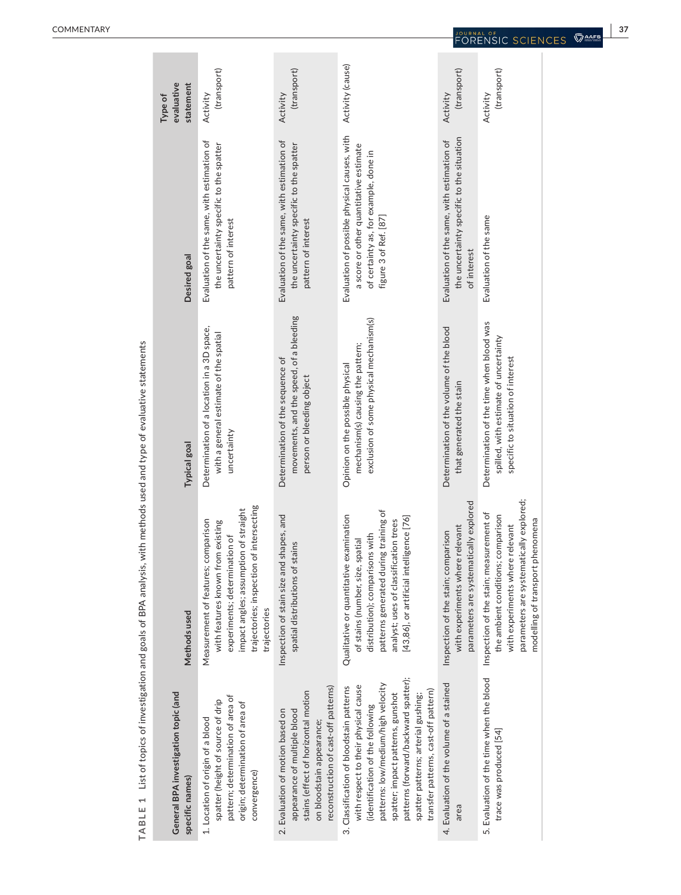**TABLE 1** List of topics of investigation and goals of BPA analysis, with methods used and type of evaluative statements

| General BPA investigation topic (and specific names) | Methods used | Typical goal | Desired goal | Type of evaluative statement |
|---|---|---|---|---|
| 1. Location of origin of a blood spatter (height of source of drip pattern; determination of area of origin; determination of area of convergence) | Measurement of features; comparison with features known from existing experiments; determination of impact angles; assumption of straight trajectories; inspection of intersecting trajectories | Determination of a location in a 3D space, with a general estimate of the spatial uncertainty | Evaluation of the same, with estimation of the uncertainty specific to the spatter pattern of interest | Activity (transport) |
| 2. Evaluation of motion based on appearance of multiple blood stains (effect of horizontal motion on bloodstain appearance; reconstruction of cast-off patterns) | Inspection of stain size and shapes, and spatial distributions of stains | Determination of the sequence of movements, and the speed, of a bleeding person or bleeding object | Evaluation of the same, with estimation of the uncertainty specific to the spatter pattern of interest | Activity (transport) |
| 3. Classification of bloodstain patterns with respect to their physical cause (identification of the following patterns: low/medium/high velocity spatter; impact patterns, gunshot patterns (forward/backward spatter); spatter patterns; arterial gushing; transfer patterns, cast-off pattern) | Qualitative or quantitative examination of stains (number, size, spatial distribution); comparisons with patterns generated during training of analyst; uses of classification trees [43,86], or artificial intelligence [76] | Opinion on the possible physical mechanism(s) causing the pattern; exclusion of some physical mechanism(s) | Evaluation of possible physical causes, with a score or other quantitative estimate of certainty as, for example, done in figure 3 of Ref. [87] | Activity (cause) |
| 4. Evaluation of the volume of a stained area | Inspection of the stain; comparison with experiments where relevant parameters are systematically explored | Determination of the volume of the blood that generated the stain | Evaluation of the same, with estimation of the uncertainty specific to the situation of interest | Activity (transport) |
| 5. Evaluation of the time when the blood trace was produced [54] | Inspection of the stain; measurement of the ambient conditions; comparison with experiments where relevant parameters are systematically explored; modelling of transport phenomena | Determination of the time when blood was spilled, with estimate of uncertainty specific to situation of interest | Evaluation of the same | Activity (transport) |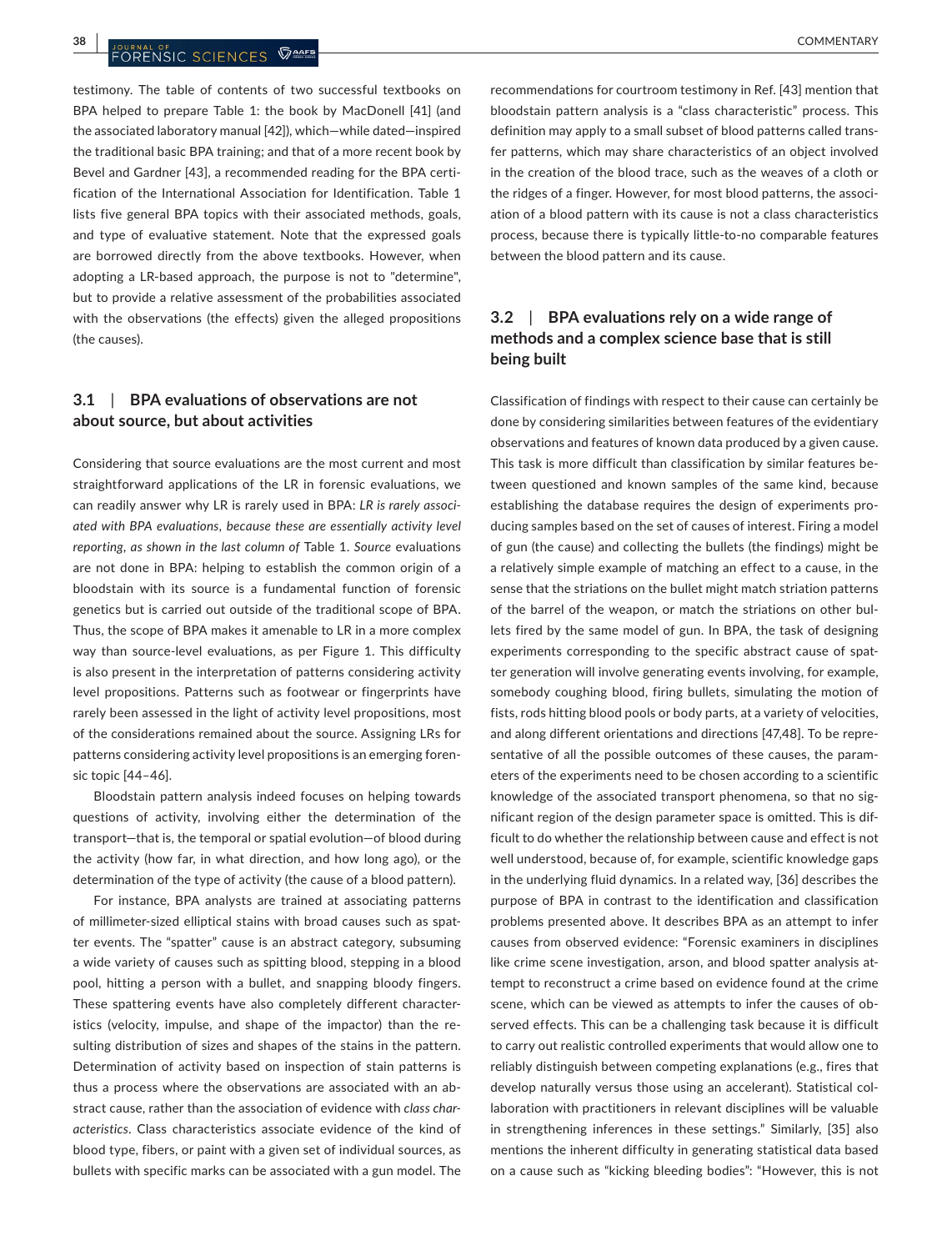testimony. The table of contents of two successful textbooks on BPA helped to prepare Table 1: the book by MacDonell [41] (and the associated laboratory manual [42]), which—while dated—inspired the traditional basic BPA training; and that of a more recent book by Bevel and Gardner [43], a recommended reading for the BPA certification of the International Association for Identification. Table 1 lists five general BPA topics with their associated methods, goals, and type of evaluative statement. Note that the expressed goals are borrowed directly from the above textbooks. However, when adopting a LR-based approach, the purpose is not to "determine", but to provide a relative assessment of the probabilities associated with the observations (the effects) given the alleged propositions (the causes).

## 3.1 | BPA evaluations of observations are not about source, but about activities

Considering that source evaluations are the most current and most straightforward applications of the LR in forensic evaluations, we can readily answer why LR is rarely used in BPA: *LR is rarely associated with BPA evaluations, because these are essentially activity level reporting, as shown in the last column of* Table 1. *Source* evaluations are not done in BPA: helping to establish the common origin of a bloodstain with its source is a fundamental function of forensic genetics but is carried out outside of the traditional scope of BPA. Thus, the scope of BPA makes it amenable to LR in a more complex way than source-level evaluations, as per Figure 1. This difficulty is also present in the interpretation of patterns considering activity level propositions. Patterns such as footwear or fingerprints have rarely been assessed in the light of activity level propositions, most of the considerations remained about the source. Assigning LRs for patterns considering activity level propositions is an emerging forensic topic [44–46].

Bloodstain pattern analysis indeed focuses on helping towards questions of activity, involving either the determination of the transport—that is, the temporal or spatial evolution—of blood during the activity (how far, in what direction, and how long ago), or the determination of the type of activity (the cause of a blood pattern).

For instance, BPA analysts are trained at associating patterns of millimeter-sized elliptical stains with broad causes such as spatter events. The "spatter" cause is an abstract category, subsuming a wide variety of causes such as spitting blood, stepping in a blood pool, hitting a person with a bullet, and snapping bloody fingers. These spattering events have also completely different characteristics (velocity, impulse, and shape of the impactor) than the resulting distribution of sizes and shapes of the stains in the pattern. Determination of activity based on inspection of stain patterns is thus a process where the observations are associated with an abstract cause, rather than the association of evidence with *class characteristics*. Class characteristics associate evidence of the kind of blood type, fibers, or paint with a given set of individual sources, as bullets with specific marks can be associated with a gun model. The recommendations for courtroom testimony in Ref. [43] mention that bloodstain pattern analysis is a "class characteristic" process. This definition may apply to a small subset of blood patterns called transfer patterns, which may share characteristics of an object involved in the creation of the blood trace, such as the weaves of a cloth or the ridges of a finger. However, for most blood patterns, the association of a blood pattern with its cause is not a class characteristics process, because there is typically little-to-no comparable features between the blood pattern and its cause.

## 3.2 | BPA evaluations rely on a wide range of methods and a complex science base that is still being built

Classification of findings with respect to their cause can certainly be done by considering similarities between features of the evidentiary observations and features of known data produced by a given cause. This task is more difficult than classification by similar features between questioned and known samples of the same kind, because establishing the database requires the design of experiments producing samples based on the set of causes of interest. Firing a model of gun (the cause) and collecting the bullets (the findings) might be a relatively simple example of matching an effect to a cause, in the sense that the striations on the bullet might match striation patterns of the barrel of the weapon, or match the striations on other bullets fired by the same model of gun. In BPA, the task of designing experiments corresponding to the specific abstract cause of spatter generation will involve generating events involving, for example, somebody coughing blood, firing bullets, simulating the motion of fists, rods hitting blood pools or body parts, at a variety of velocities, and along different orientations and directions [47,48]. To be representative of all the possible outcomes of these causes, the parameters of the experiments need to be chosen according to a scientific knowledge of the associated transport phenomena, so that no significant region of the design parameter space is omitted. This is difficult to do whether the relationship between cause and effect is not well understood, because of, for example, scientific knowledge gaps in the underlying fluid dynamics. In a related way, [36] describes the purpose of BPA in contrast to the identification and classification problems presented above. It describes BPA as an attempt to infer causes from observed evidence: "Forensic examiners in disciplines like crime scene investigation, arson, and blood spatter analysis attempt to reconstruct a crime based on evidence found at the crime scene, which can be viewed as attempts to infer the causes of observed effects. This can be a challenging task because it is difficult to carry out realistic controlled experiments that would allow one to reliably distinguish between competing explanations (e.g., fires that develop naturally versus those using an accelerant). Statistical collaboration with practitioners in relevant disciplines will be valuable in strengthening inferences in these settings." Similarly, [35] also mentions the inherent difficulty in generating statistical data based on a cause such as "kicking bleeding bodies": "However, this is not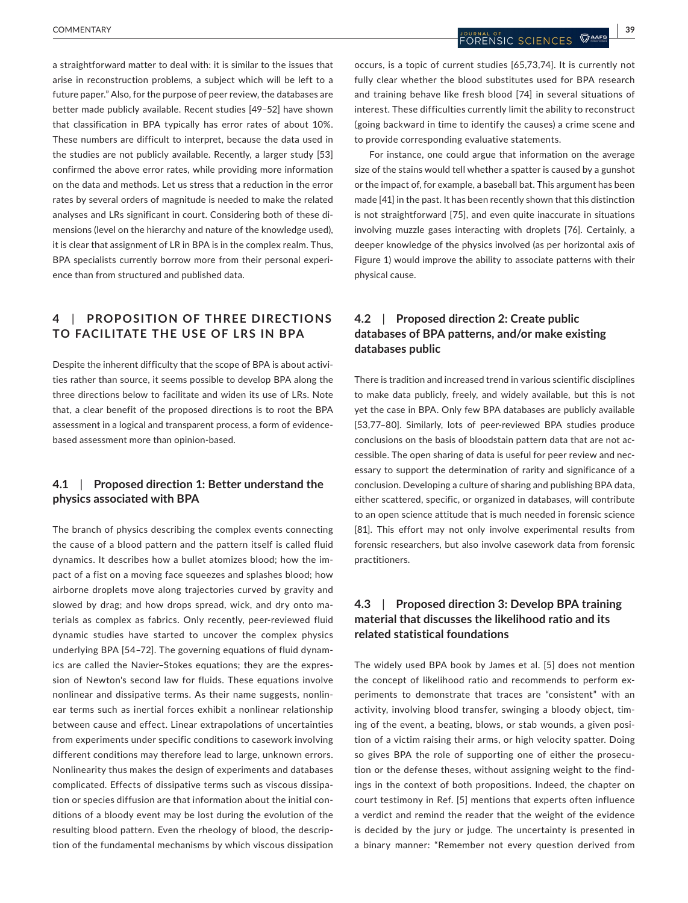a straightforward matter to deal with: it is similar to the issues that arise in reconstruction problems, a subject which will be left to a future paper." Also, for the purpose of peer review, the databases are better made publicly available. Recent studies [49–52] have shown that classification in BPA typically has error rates of about 10%. These numbers are difficult to interpret, because the data used in the studies are not publicly available. Recently, a larger study [53] confirmed the above error rates, while providing more information on the data and methods. Let us stress that a reduction in the error rates by several orders of magnitude is needed to make the related analyses and LRs significant in court. Considering both of these dimensions (level on the hierarchy and nature of the knowledge used), it is clear that assignment of LR in BPA is in the complex realm. Thus, BPA specialists currently borrow more from their personal experience than from structured and published data.

## 4 | PROPOSITION OF THREE DIRECTIONS TO FACILITATE THE USE OF LRS IN BPA

Despite the inherent difficulty that the scope of BPA is about activities rather than source, it seems possible to develop BPA along the three directions below to facilitate and widen its use of LRs. Note that, a clear benefit of the proposed directions is to root the BPA assessment in a logical and transparent process, a form of evidence-based assessment more than opinion-based.

### 4.1 | Proposed direction 1: Better understand the physics associated with BPA

The branch of physics describing the complex events connecting the cause of a blood pattern and the pattern itself is called fluid dynamics. It describes how a bullet atomizes blood; how the impact of a fist on a moving face squeezes and splashes blood; how airborne droplets move along trajectories curved by gravity and slowed by drag; and how drops spread, wick, and dry onto materials as complex as fabrics. Only recently, peer-reviewed fluid dynamic studies have started to uncover the complex physics underlying BPA [54–72]. The governing equations of fluid dynamics are called the Navier–Stokes equations; they are the expression of Newton's second law for fluids. These equations involve nonlinear and dissipative terms. As their name suggests, nonlinear terms such as inertial forces exhibit a nonlinear relationship between cause and effect. Linear extrapolations of uncertainties from experiments under specific conditions to casework involving different conditions may therefore lead to large, unknown errors. Nonlinearity thus makes the design of experiments and databases complicated. Effects of dissipative terms such as viscous dissipation or species diffusion are that information about the initial conditions of a bloody event may be lost during the evolution of the resulting blood pattern. Even the rheology of blood, the description of the fundamental mechanisms by which viscous dissipation occurs, is a topic of current studies [65,73,74]. It is currently not fully clear whether the blood substitutes used for BPA research and training behave like fresh blood [74] in several situations of interest. These difficulties currently limit the ability to reconstruct (going backward in time to identify the causes) a crime scene and to provide corresponding evaluative statements.

For instance, one could argue that information on the average size of the stains would tell whether a spatter is caused by a gunshot or the impact of, for example, a baseball bat. This argument has been made [41] in the past. It has been recently shown that this distinction is not straightforward [75], and even quite inaccurate in situations involving muzzle gases interacting with droplets [76]. Certainly, a deeper knowledge of the physics involved (as per horizontal axis of Figure 1) would improve the ability to associate patterns with their physical cause.

### 4.2 | Proposed direction 2: Create public databases of BPA patterns, and/or make existing databases public

There is tradition and increased trend in various scientific disciplines to make data publicly, freely, and widely available, but this is not yet the case in BPA. Only few BPA databases are publicly available [53,77–80]. Similarly, lots of peer-reviewed BPA studies produce conclusions on the basis of bloodstain pattern data that are not accessible. The open sharing of data is useful for peer review and necessary to support the determination of rarity and significance of a conclusion. Developing a culture of sharing and publishing BPA data, either scattered, specific, or organized in databases, will contribute to an open science attitude that is much needed in forensic science [81]. This effort may not only involve experimental results from forensic researchers, but also involve casework data from forensic practitioners.

### 4.3 | Proposed direction 3: Develop BPA training material that discusses the likelihood ratio and its related statistical foundations

The widely used BPA book by James et al. [5] does not mention the concept of likelihood ratio and recommends to perform experiments to demonstrate that traces are "consistent" with an activity, involving blood transfer, swinging a bloody object, timing of the event, a beating, blows, or stab wounds, a given position of a victim raising their arms, or high velocity spatter. Doing so gives BPA the role of supporting one of either the prosecution or the defense theses, without assigning weight to the findings in the context of both propositions. Indeed, the chapter on court testimony in Ref. [5] mentions that experts often influence a verdict and remind the reader that the weight of the evidence is decided by the jury or judge. The uncertainty is presented in a binary manner: "Remember not every question derived from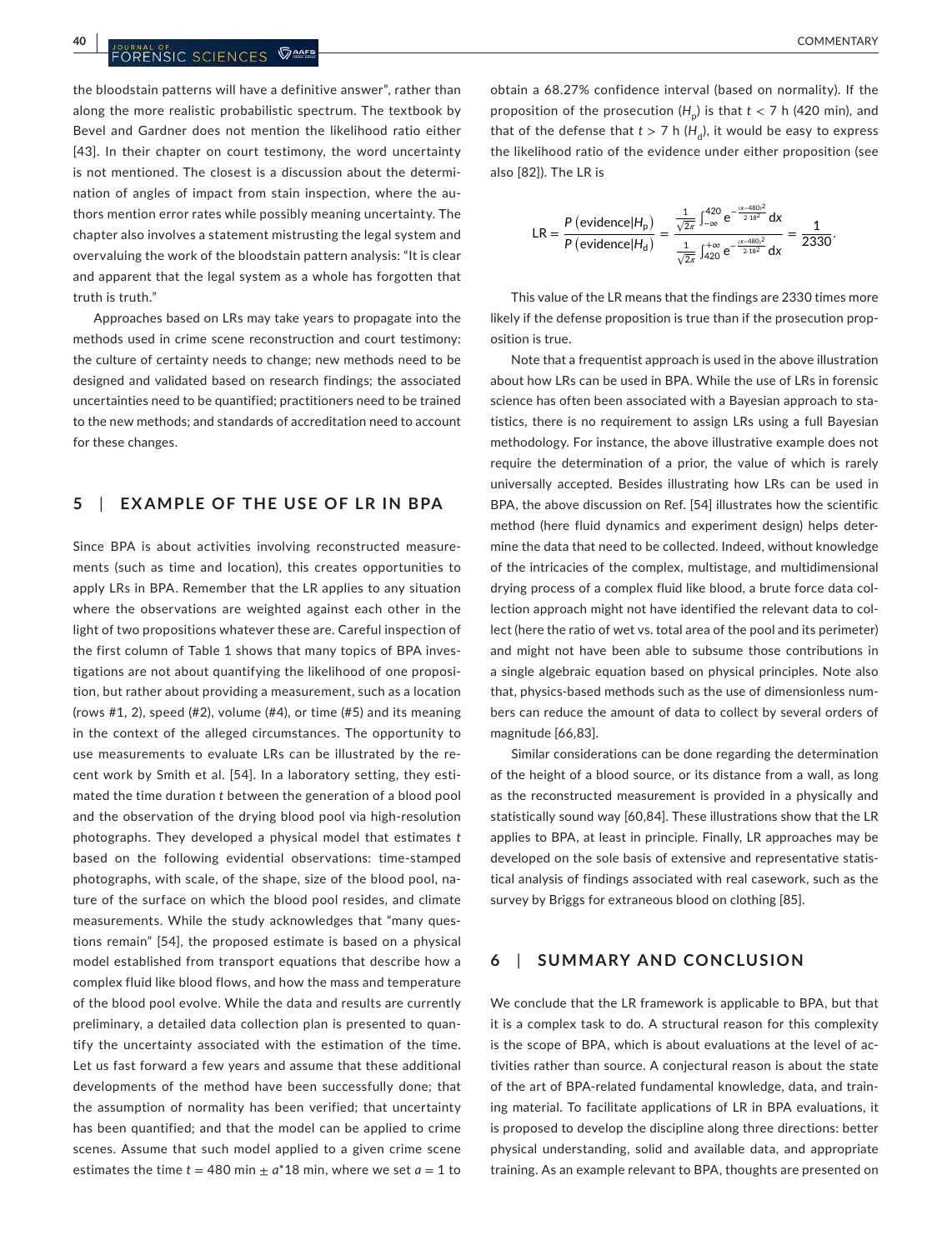the bloodstain patterns will have a definitive answer", rather than along the more realistic probabilistic spectrum. The textbook by Bevel and Gardner does not mention the likelihood ratio either [43]. In their chapter on court testimony, the word uncertainty is not mentioned. The closest is a discussion about the determination of angles of impact from stain inspection, where the authors mention error rates while possibly meaning uncertainty. The chapter also involves a statement mistrusting the legal system and overvaluing the work of the bloodstain pattern analysis: "It is clear and apparent that the legal system as a whole has forgotten that truth is truth."

Approaches based on LRs may take years to propagate into the methods used in crime scene reconstruction and court testimony: the culture of certainty needs to change; new methods need to be designed and validated based on research findings; the associated uncertainties need to be quantified; practitioners need to be trained to the new methods; and standards of accreditation need to account for these changes.

## 5 | EXAMPLE OF THE USE OF LR IN BPA

Since BPA is about activities involving reconstructed measurements (such as time and location), this creates opportunities to apply LRs in BPA. Remember that the LR applies to any situation where the observations are weighted against each other in the light of two propositions whatever these are. Careful inspection of the first column of Table 1 shows that many topics of BPA investigations are not about quantifying the likelihood of one proposition, but rather about providing a measurement, such as a location (rows #1, 2), speed (#2), volume (#4), or time (#5) and its meaning in the context of the alleged circumstances. The opportunity to use measurements to evaluate LRs can be illustrated by the recent work by Smith et al. [54]. In a laboratory setting, they estimated the time duration $t$ between the generation of a blood pool and the observation of the drying blood pool via high-resolution photographs. They developed a physical model that estimates $t$ based on the following evidential observations: time-stamped photographs, with scale, of the shape, size of the blood pool, nature of the surface on which the blood pool resides, and climate measurements. While the study acknowledges that "many questions remain" [54], the proposed estimate is based on a physical model established from transport equations that describe how a complex fluid like blood flows, and how the mass and temperature of the blood pool evolve. While the data and results are currently preliminary, a detailed data collection plan is presented to quantify the uncertainty associated with the estimation of the time. Let us fast forward a few years and assume that these additional developments of the method have been successfully done; that the assumption of normality has been verified; that uncertainty has been quantified; and that the model can be applied to crime scenes. Assume that such model applied to a given crime scene estimates the time $t = 480$ min $\pm$ $a$*18 min, where we set $a = 1$ to obtain a 68.27% confidence interval (based on normality). If the proposition of the prosecution ($H_p$) is that $t < 7$ h (420 min), and that of the defense that $t > 7$ h ($H_d$), it would be easy to express the likelihood ratio of the evidence under either proposition (see also [82]). The LR is

$$\mathrm{LR} = \frac{P\left(\mathrm{evidence}|H_\mathrm{p}\right)}{P\left(\mathrm{evidence}|H_\mathrm{d}\right)} = \frac{\frac{1}{\sqrt{2\pi}}\int_{-\infty}^{420} e^{-\frac{(x-480)^2}{2\cdot 18^2}}\,dx}{\frac{1}{\sqrt{2\pi}}\int_{420}^{+\infty} e^{-\frac{(x-480)^2}{2\cdot 18^2}}\,dx} = \frac{1}{2330}.$$

This value of the LR means that the findings are 2330 times more likely if the defense proposition is true than if the prosecution proposition is true.

Note that a frequentist approach is used in the above illustration about how LRs can be used in BPA. While the use of LRs in forensic science has often been associated with a Bayesian approach to statistics, there is no requirement to assign LRs using a full Bayesian methodology. For instance, the above illustrative example does not require the determination of a prior, the value of which is rarely universally accepted. Besides illustrating how LRs can be used in BPA, the above discussion on Ref. [54] illustrates how the scientific method (here fluid dynamics and experiment design) helps determine the data that need to be collected. Indeed, without knowledge of the intricacies of the complex, multistage, and multidimensional drying process of a complex fluid like blood, a brute force data collection approach might not have identified the relevant data to collect (here the ratio of wet vs. total area of the pool and its perimeter) and might not have been able to subsume those contributions in a single algebraic equation based on physical principles. Note also that, physics-based methods such as the use of dimensionless numbers can reduce the amount of data to collect by several orders of magnitude [66,83].

Similar considerations can be done regarding the determination of the height of a blood source, or its distance from a wall, as long as the reconstructed measurement is provided in a physically and statistically sound way [60,84]. These illustrations show that the LR applies to BPA, at least in principle. Finally, LR approaches may be developed on the sole basis of extensive and representative statistical analysis of findings associated with real casework, such as the survey by Briggs for extraneous blood on clothing [85].

## 6 | SUMMARY AND CONCLUSION

We conclude that the LR framework is applicable to BPA, but that it is a complex task to do. A structural reason for this complexity is the scope of BPA, which is about evaluations at the level of activities rather than source. A conjectural reason is about the state of the art of BPA-related fundamental knowledge, data, and training material. To facilitate applications of LR in BPA evaluations, it is proposed to develop the discipline along three directions: better physical understanding, solid and available data, and appropriate training. As an example relevant to BPA, thoughts are presented on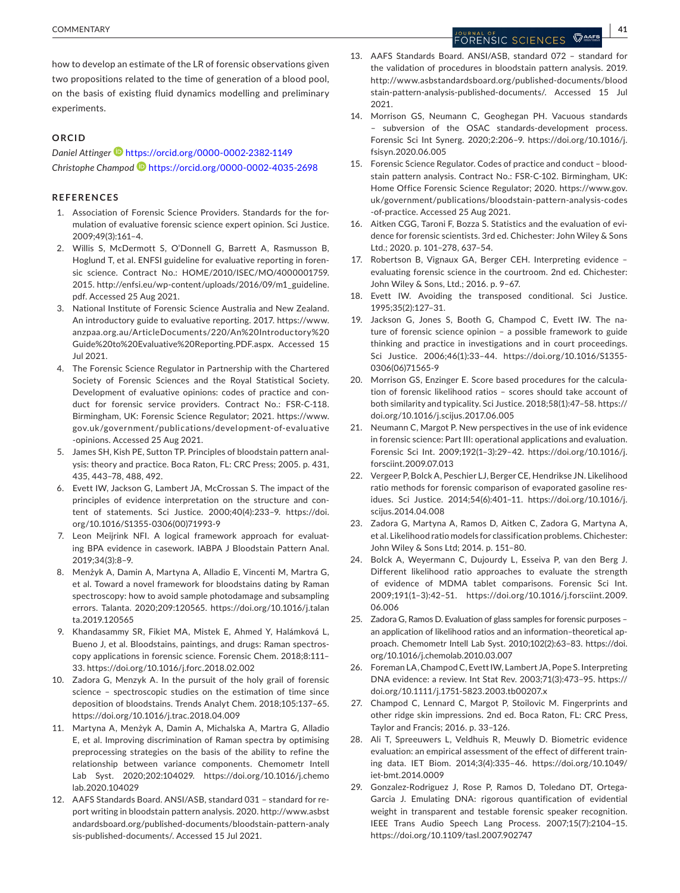how to develop an estimate of the LR of forensic observations given two propositions related to the time of generation of a blood pool, on the basis of existing fluid dynamics modelling and preliminary experiments.

## ORCID

*Daniel Attinger* https://orcid.org/0000-0002-2382-1149
*Christophe Champod* https://orcid.org/0000-0002-4035-2698

## REFERENCES

1. Association of Forensic Science Providers. Standards for the formulation of evaluative forensic science expert opinion. Sci Justice. 2009;49(3):161–4.
2. Willis S, McDermott S, O'Donnell G, Barrett A, Rasmusson B, Hoglund T, et al. ENFSI guideline for evaluative reporting in forensic science. Contract No.: HOME/2010/ISEC/MO/4000001759. 2015. http://enfsi.eu/wp-content/uploads/2016/09/m1_guideline.pdf. Accessed 25 Aug 2021.
3. National Institute of Forensic Science Australia and New Zealand. An introductory guide to evaluative reporting. 2017. https://www.anzpaa.org.au/ArticleDocuments/220/An%20Introductory%20Guide%20to%20Evaluative%20Reporting.PDF.aspx. Accessed 15 Jul 2021.
4. The Forensic Science Regulator in Partnership with the Chartered Society of Forensic Sciences and the Royal Statistical Society. Development of evaluative opinions: codes of practice and conduct for forensic service providers. Contract No.: FSR-C-118. Birmingham, UK: Forensic Science Regulator; 2021. https://www.gov.uk/government/publications/development-of-evaluative-opinions. Accessed 25 Aug 2021.
5. James SH, Kish PE, Sutton TP. Principles of bloodstain pattern analysis: theory and practice. Boca Raton, FL: CRC Press; 2005. p. 431, 435, 443–78, 488, 492.
6. Evett IW, Jackson G, Lambert JA, McCrossan S. The impact of the principles of evidence interpretation on the structure and content of statements. Sci Justice. 2000;40(4):233–9. https://doi.org/10.1016/S1355-0306(00)71993-9
7. Leon Meijrink NFI. A logical framework approach for evaluating BPA evidence in casework. IABPA J Bloodstain Pattern Anal. 2019;34(3):8–9.
8. Menżyk A, Damin A, Martyna A, Alladio E, Vincenti M, Martra G, et al. Toward a novel framework for bloodstains dating by Raman spectroscopy: how to avoid sample photodamage and subsampling errors. Talanta. 2020;209:120565. https://doi.org/10.1016/j.talanta.2019.120565
9. Khandasammy SR, Fikiet MA, Mistek E, Ahmed Y, Halámková L, Bueno J, et al. Bloodstains, paintings, and drugs: Raman spectroscopy applications in forensic science. Forensic Chem. 2018;8:111–33. https://doi.org/10.1016/j.forc.2018.02.002
10. Zadora G, Menzyk A. In the pursuit of the holy grail of forensic science – spectroscopic studies on the estimation of time since deposition of bloodstains. Trends Analyt Chem. 2018;105:137–65. https://doi.org/10.1016/j.trac.2018.04.009
11. Martyna A, Menżyk A, Damin A, Michalska A, Martra G, Alladio E, et al. Improving discrimination of Raman spectra by optimising preprocessing strategies on the basis of the ability to refine the relationship between variance components. Chemometr Intell Lab Syst. 2020;202:104029. https://doi.org/10.1016/j.chemolab.2020.104029
12. AAFS Standards Board. ANSI/ASB, standard 031 – standard for report writing in bloodstain pattern analysis. 2020. http://www.asbstandardsboard.org/published-documents/bloodstain-pattern-analysis-published-documents/. Accessed 15 Jul 2021.
13. AAFS Standards Board. ANSI/ASB, standard 072 – standard for the validation of procedures in bloodstain pattern analysis. 2019. http://www.asbstandardsboard.org/published-documents/bloodstain-pattern-analysis-published-documents/. Accessed 15 Jul 2021.
14. Morrison GS, Neumann C, Geoghegan PH. Vacuous standards – subversion of the OSAC standards-development process. Forensic Sci Int Synerg. 2020;2:206–9. https://doi.org/10.1016/j.fsisyn.2020.06.005
15. Forensic Science Regulator. Codes of practice and conduct – bloodstain pattern analysis. Contract No.: FSR-C-102. Birmingham, UK: Home Office Forensic Science Regulator; 2020. https://www.gov.uk/government/publications/bloodstain-pattern-analysis-codes-of-practice. Accessed 25 Aug 2021.
16. Aitken CGG, Taroni F, Bozza S. Statistics and the evaluation of evidence for forensic scientists. 3rd ed. Chichester: John Wiley & Sons Ltd.; 2020. p. 101–278, 637–54.
17. Robertson B, Vignaux GA, Berger CEH. Interpreting evidence – evaluating forensic science in the courtroom. 2nd ed. Chichester: John Wiley & Sons, Ltd.; 2016. p. 9–67.
18. Evett IW. Avoiding the transposed conditional. Sci Justice. 1995;35(2):127–31.
19. Jackson G, Jones S, Booth G, Champod C, Evett IW. The nature of forensic science opinion – a possible framework to guide thinking and practice in investigations and in court proceedings. Sci Justice. 2006;46(1):33–44. https://doi.org/10.1016/S1355-0306(06)71565-9
20. Morrison GS, Enzinger E. Score based procedures for the calculation of forensic likelihood ratios – scores should take account of both similarity and typicality. Sci Justice. 2018;58(1):47–58. https://doi.org/10.1016/j.scijus.2017.06.005
21. Neumann C, Margot P. New perspectives in the use of ink evidence in forensic science: Part III: operational applications and evaluation. Forensic Sci Int. 2009;192(1–3):29–42. https://doi.org/10.1016/j.forsciint.2009.07.013
22. Vergeer P, Bolck A, Peschier LJ, Berger CE, Hendrikse JN. Likelihood ratio methods for forensic comparison of evaporated gasoline residues. Sci Justice. 2014;54(6):401–11. https://doi.org/10.1016/j.scijus.2014.04.008
23. Zadora G, Martyna A, Ramos D, Aitken C, Zadora G, Martyna A, et al. Likelihood ratio models for classification problems. Chichester: John Wiley & Sons Ltd; 2014. p. 151–80.
24. Bolck A, Weyermann C, Dujourdy L, Esseiva P, van den Berg J. Different likelihood ratio approaches to evaluate the strength of evidence of MDMA tablet comparisons. Forensic Sci Int. 2009;191(1–3):42–51. https://doi.org/10.1016/j.forsciint.2009.06.006
25. Zadora G, Ramos D. Evaluation of glass samples for forensic purposes – an application of likelihood ratios and an information–theoretical approach. Chemometr Intell Lab Syst. 2010;102(2):63–83. https://doi.org/10.1016/j.chemolab.2010.03.007
26. Foreman LA, Champod C, Evett IW, Lambert JA, Pope S. Interpreting DNA evidence: a review. Int Stat Rev. 2003;71(3):473–95. https://doi.org/10.1111/j.1751-5823.2003.tb00207.x
27. Champod C, Lennard C, Margot P, Stoilovic M. Fingerprints and other ridge skin impressions. 2nd ed. Boca Raton, FL: CRC Press, Taylor and Francis; 2016. p. 33–126.
28. Ali T, Spreeuwers L, Veldhuis R, Meuwly D. Biometric evidence evaluation: an empirical assessment of the effect of different training data. IET Biom. 2014;3(4):335–46. https://doi.org/10.1049/iet-bmt.2014.0009
29. Gonzalez-Rodriguez J, Rose P, Ramos D, Toledano DT, Ortega-Garcia J. Emulating DNA: rigorous quantification of evidential weight in transparent and testable forensic speaker recognition. IEEE Trans Audio Speech Lang Process. 2007;15(7):2104–15. https://doi.org/10.1109/tasl.2007.902747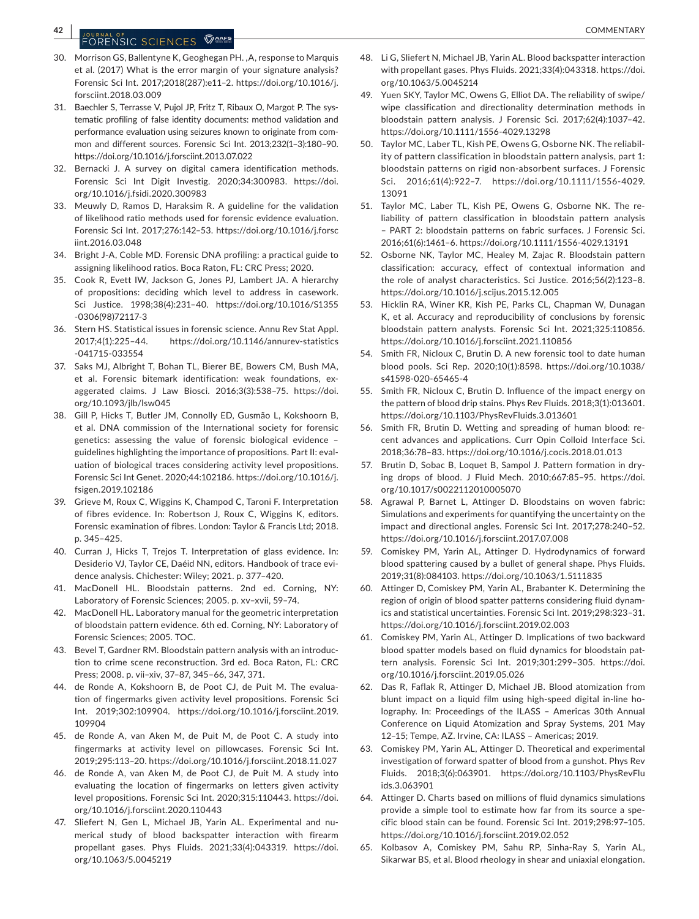30. Morrison GS, Ballentyne K, Geoghegan PH. ,A, response to Marquis et al. (2017) What is the error margin of your signature analysis? Forensic Sci Int. 2017;2018(287):e11–2. https://doi.org/10.1016/j.forsciint.2018.03.009
31. Baechler S, Terrasse V, Pujol JP, Fritz T, Ribaux O, Margot P. The systematic profiling of false identity documents: method validation and performance evaluation using seizures known to originate from common and different sources. Forensic Sci Int. 2013;232(1–3):180–90. https://doi.org/10.1016/j.forsciint.2013.07.022
32. Bernacki J. A survey on digital camera identification methods. Forensic Sci Int Digit Investig. 2020;34:300983. https://doi.org/10.1016/j.fsidi.2020.300983
33. Meuwly D, Ramos D, Haraksim R. A guideline for the validation of likelihood ratio methods used for forensic evidence evaluation. Forensic Sci Int. 2017;276:142–53. https://doi.org/10.1016/j.forsciint.2016.03.048
34. Bright J-A, Coble MD. Forensic DNA profiling: a practical guide to assigning likelihood ratios. Boca Raton, FL: CRC Press; 2020.
35. Cook R, Evett IW, Jackson G, Jones PJ, Lambert JA. A hierarchy of propositions: deciding which level to address in casework. Sci Justice. 1998;38(4):231–40. https://doi.org/10.1016/S1355-0306(98)72117-3
36. Stern HS. Statistical issues in forensic science. Annu Rev Stat Appl. 2017;4(1):225–44. https://doi.org/10.1146/annurev-statistics-041715-033554
37. Saks MJ, Albright T, Bohan TL, Bierer BE, Bowers CM, Bush MA, et al. Forensic bitemark identification: weak foundations, exaggerated claims. J Law Biosci. 2016;3(3):538–75. https://doi.org/10.1093/jlb/lsw045
38. Gill P, Hicks T, Butler JM, Connolly ED, Gusmão L, Kokshoorn B, et al. DNA commission of the International society for forensic genetics: assessing the value of forensic biological evidence – guidelines highlighting the importance of propositions. Part II: evaluation of biological traces considering activity level propositions. Forensic Sci Int Genet. 2020;44:102186. https://doi.org/10.1016/j.fsigen.2019.102186
39. Grieve M, Roux C, Wiggins K, Champod C, Taroni F. Interpretation of fibres evidence. In: Robertson J, Roux C, Wiggins K, editors. Forensic examination of fibres. London: Taylor & Francis Ltd; 2018. p. 345–425.
40. Curran J, Hicks T, Trejos T. Interpretation of glass evidence. In: Desiderio VJ, Taylor CE, Daéid NN, editors. Handbook of trace evidence analysis. Chichester: Wiley; 2021. p. 377–420.
41. MacDonell HL. Bloodstain patterns. 2nd ed. Corning, NY: Laboratory of Forensic Sciences; 2005. p. xv–xvii, 59–74.
42. MacDonell HL. Laboratory manual for the geometric interpretation of bloodstain pattern evidence. 6th ed. Corning, NY: Laboratory of Forensic Sciences; 2005. TOC.
43. Bevel T, Gardner RM. Bloodstain pattern analysis with an introduction to crime scene reconstruction. 3rd ed. Boca Raton, FL: CRC Press; 2008. p. vii–xiv, 37–87, 345–66, 347, 371.
44. de Ronde A, Kokshoorn B, de Poot CJ, de Puit M. The evaluation of fingermarks given activity level propositions. Forensic Sci Int. 2019;302:109904. https://doi.org/10.1016/j.forsciint.2019.109904
45. de Ronde A, van Aken M, de Puit M, de Poot C. A study into fingermarks at activity level on pillowcases. Forensic Sci Int. 2019;295:113–20. https://doi.org/10.1016/j.forsciint.2018.11.027
46. de Ronde A, van Aken M, de Poot CJ, de Puit M. A study into evaluating the location of fingermarks on letters given activity level propositions. Forensic Sci Int. 2020;315:110443. https://doi.org/10.1016/j.forsciint.2020.110443
47. Sliefert N, Gen L, Michael JB, Yarin AL. Experimental and numerical study of blood backspatter interaction with firearm propellant gases. Phys Fluids. 2021;33(4):043319. https://doi.org/10.1063/5.0045219
48. Li G, Sliefert N, Michael JB, Yarin AL. Blood backspatter interaction with propellant gases. Phys Fluids. 2021;33(4):043318. https://doi.org/10.1063/5.0045214
49. Yuen SKY, Taylor MC, Owens G, Elliot DA. The reliability of swipe/wipe classification and directionality determination methods in bloodstain pattern analysis. J Forensic Sci. 2017;62(4):1037–42. https://doi.org/10.1111/1556-4029.13298
50. Taylor MC, Laber TL, Kish PE, Owens G, Osborne NK. The reliability of pattern classification in bloodstain pattern analysis, part 1: bloodstain patterns on rigid non-absorbent surfaces. J Forensic Sci. 2016;61(4):922–7. https://doi.org/10.1111/1556-4029.13091
51. Taylor MC, Laber TL, Kish PE, Owens G, Osborne NK. The reliability of pattern classification in bloodstain pattern analysis – PART 2: bloodstain patterns on fabric surfaces. J Forensic Sci. 2016;61(6):1461–6. https://doi.org/10.1111/1556-4029.13191
52. Osborne NK, Taylor MC, Healey M, Zajac R. Bloodstain pattern classification: accuracy, effect of contextual information and the role of analyst characteristics. Sci Justice. 2016;56(2):123–8. https://doi.org/10.1016/j.scijus.2015.12.005
53. Hicklin RA, Winer KR, Kish PE, Parks CL, Chapman W, Dunagan K, et al. Accuracy and reproducibility of conclusions by forensic bloodstain pattern analysts. Forensic Sci Int. 2021;325:110856. https://doi.org/10.1016/j.forsciint.2021.110856
54. Smith FR, Nicloux C, Brutin D. A new forensic tool to date human blood pools. Sci Rep. 2020;10(1):8598. https://doi.org/10.1038/s41598-020-65465-4
55. Smith FR, Nicloux C, Brutin D. Influence of the impact energy on the pattern of blood drip stains. Phys Rev Fluids. 2018;3(1):013601. https://doi.org/10.1103/PhysRevFluids.3.013601
56. Smith FR, Brutin D. Wetting and spreading of human blood: recent advances and applications. Curr Opin Colloid Interface Sci. 2018;36:78–83. https://doi.org/10.1016/j.cocis.2018.01.013
57. Brutin D, Sobac B, Loquet B, Sampol J. Pattern formation in drying drops of blood. J Fluid Mech. 2010;667:85–95. https://doi.org/10.1017/s0022112010005070
58. Agrawal P, Barnet L, Attinger D. Bloodstains on woven fabric: Simulations and experiments for quantifying the uncertainty on the impact and directional angles. Forensic Sci Int. 2017;278:240–52. https://doi.org/10.1016/j.forsciint.2017.07.008
59. Comiskey PM, Yarin AL, Attinger D. Hydrodynamics of forward blood spattering caused by a bullet of general shape. Phys Fluids. 2019;31(8):084103. https://doi.org/10.1063/1.5111835
60. Attinger D, Comiskey PM, Yarin AL, Brabanter K. Determining the region of origin of blood spatter patterns considering fluid dynamics and statistical uncertainties. Forensic Sci Int. 2019;298:323–31. https://doi.org/10.1016/j.forsciint.2019.02.003
61. Comiskey PM, Yarin AL, Attinger D. Implications of two backward blood spatter models based on fluid dynamics for bloodstain pattern analysis. Forensic Sci Int. 2019;301:299–305. https://doi.org/10.1016/j.forsciint.2019.05.026
62. Das R, Faflak R, Attinger D, Michael JB. Blood atomization from blunt impact on a liquid film using high-speed digital in-line holography. In: Proceedings of the ILASS – Americas 30th Annual Conference on Liquid Atomization and Spray Systems, 201 May 12–15; Tempe, AZ. Irvine, CA: ILASS – Americas; 2019.
63. Comiskey PM, Yarin AL, Attinger D. Theoretical and experimental investigation of forward spatter of blood from a gunshot. Phys Rev Fluids. 2018;3(6):063901. https://doi.org/10.1103/PhysRevFluids.3.063901
64. Attinger D. Charts based on millions of fluid dynamics simulations provide a simple tool to estimate how far from its source a specific blood stain can be found. Forensic Sci Int. 2019;298:97–105. https://doi.org/10.1016/j.forsciint.2019.02.052
65. Kolbasov A, Comiskey PM, Sahu RP, Sinha-Ray S, Yarin AL, Sikarwar BS, et al. Blood rheology in shear and uniaxial elongation.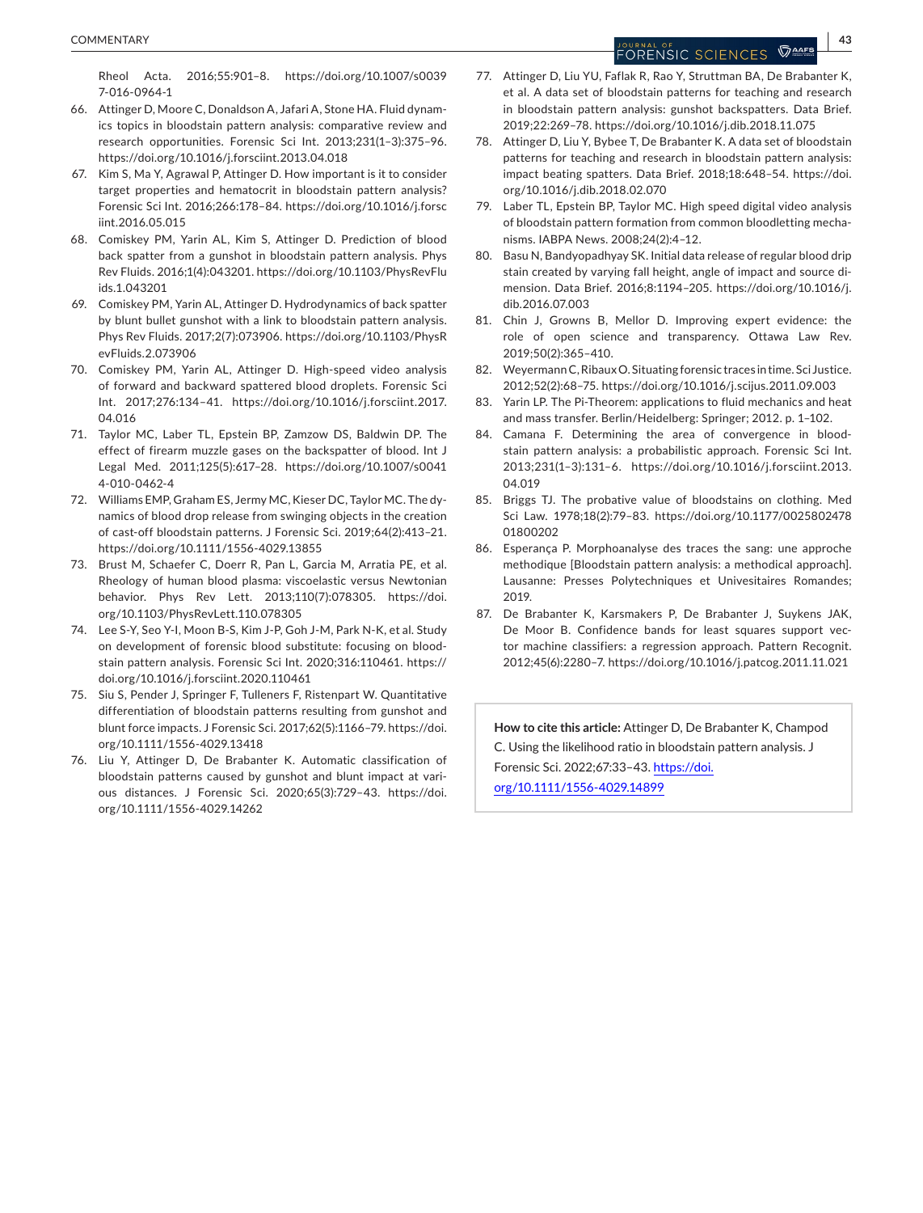Rheol Acta. 2016;55:901–8. https://doi.org/10.1007/s00397-016-0964-1

66. Attinger D, Moore C, Donaldson A, Jafari A, Stone HA. Fluid dynamics topics in bloodstain pattern analysis: comparative review and research opportunities. Forensic Sci Int. 2013;231(1–3):375–96. https://doi.org/10.1016/j.forsciint.2013.04.018
67. Kim S, Ma Y, Agrawal P, Attinger D. How important is it to consider target properties and hematocrit in bloodstain pattern analysis? Forensic Sci Int. 2016;266:178–84. https://doi.org/10.1016/j.forsciint.2016.05.015
68. Comiskey PM, Yarin AL, Kim S, Attinger D. Prediction of blood back spatter from a gunshot in bloodstain pattern analysis. Phys Rev Fluids. 2016;1(4):043201. https://doi.org/10.1103/PhysRevFluids.1.043201
69. Comiskey PM, Yarin AL, Attinger D. Hydrodynamics of back spatter by blunt bullet gunshot with a link to bloodstain pattern analysis. Phys Rev Fluids. 2017;2(7):073906. https://doi.org/10.1103/PhysRevFluids.2.073906
70. Comiskey PM, Yarin AL, Attinger D. High-speed video analysis of forward and backward spattered blood droplets. Forensic Sci Int. 2017;276:134–41. https://doi.org/10.1016/j.forsciint.2017.04.016
71. Taylor MC, Laber TL, Epstein BP, Zamzow DS, Baldwin DP. The effect of firearm muzzle gases on the backspatter of blood. Int J Legal Med. 2011;125(5):617–28. https://doi.org/10.1007/s00414-010-0462-4
72. Williams EMP, Graham ES, Jermy MC, Kieser DC, Taylor MC. The dynamics of blood drop release from swinging objects in the creation of cast-off bloodstain patterns. J Forensic Sci. 2019;64(2):413–21. https://doi.org/10.1111/1556-4029.13855
73. Brust M, Schaefer C, Doerr R, Pan L, Garcia M, Arratia PE, et al. Rheology of human blood plasma: viscoelastic versus Newtonian behavior. Phys Rev Lett. 2013;110(7):078305. https://doi.org/10.1103/PhysRevLett.110.078305
74. Lee S-Y, Seo Y-I, Moon B-S, Kim J-P, Goh J-M, Park N-K, et al. Study on development of forensic blood substitute: focusing on bloodstain pattern analysis. Forensic Sci Int. 2020;316:110461. https://doi.org/10.1016/j.forsciint.2020.110461
75. Siu S, Pender J, Springer F, Tulleners F, Ristenpart W. Quantitative differentiation of bloodstain patterns resulting from gunshot and blunt force impacts. J Forensic Sci. 2017;62(5):1166–79. https://doi.org/10.1111/1556-4029.13418
76. Liu Y, Attinger D, De Brabanter K. Automatic classification of bloodstain patterns caused by gunshot and blunt impact at various distances. J Forensic Sci. 2020;65(3):729–43. https://doi.org/10.1111/1556-4029.14262
77. Attinger D, Liu YU, Faflak R, Rao Y, Struttman BA, De Brabanter K, et al. A data set of bloodstain patterns for teaching and research in bloodstain pattern analysis: gunshot backspatters. Data Brief. 2019;22:269–78. https://doi.org/10.1016/j.dib.2018.11.075
78. Attinger D, Liu Y, Bybee T, De Brabanter K. A data set of bloodstain patterns for teaching and research in bloodstain pattern analysis: impact beating spatters. Data Brief. 2018;18:648–54. https://doi.org/10.1016/j.dib.2018.02.070
79. Laber TL, Epstein BP, Taylor MC. High speed digital video analysis of bloodstain pattern formation from common bloodletting mechanisms. IABPA News. 2008;24(2):4–12.
80. Basu N, Bandyopadhyay SK. Initial data release of regular blood drip stain created by varying fall height, angle of impact and source dimension. Data Brief. 2016;8:1194–205. https://doi.org/10.1016/j.dib.2016.07.003
81. Chin J, Growns B, Mellor D. Improving expert evidence: the role of open science and transparency. Ottawa Law Rev. 2019;50(2):365–410.
82. Weyermann C, Ribaux O. Situating forensic traces in time. Sci Justice. 2012;52(2):68–75. https://doi.org/10.1016/j.scijus.2011.09.003
83. Yarin LP. The Pi-Theorem: applications to fluid mechanics and heat and mass transfer. Berlin/Heidelberg: Springer; 2012. p. 1–102.
84. Camana F. Determining the area of convergence in bloodstain pattern analysis: a probabilistic approach. Forensic Sci Int. 2013;231(1–3):131–6. https://doi.org/10.1016/j.forsciint.2013.04.019
85. Briggs TJ. The probative value of bloodstains on clothing. Med Sci Law. 1978;18(2):79–83. https://doi.org/10.1177/002580247801800202
86. Esperança P. Morphoanalyse des traces the sang: une approche methodique [Bloodstain pattern analysis: a methodical approach]. Lausanne: Presses Polytechniques et Univesitaires Romandes; 2019.
87. De Brabanter K, Karsmakers P, De Brabanter J, Suykens JAK, De Moor B. Confidence bands for least squares support vector machine classifiers: a regression approach. Pattern Recognit. 2012;45(6):2280–7. https://doi.org/10.1016/j.patcog.2011.11.021

**How to cite this article:** Attinger D, De Brabanter K, Champod C. Using the likelihood ratio in bloodstain pattern analysis. J Forensic Sci. 2022;67:33–43. https://doi.org/10.1111/1556-4029.14899